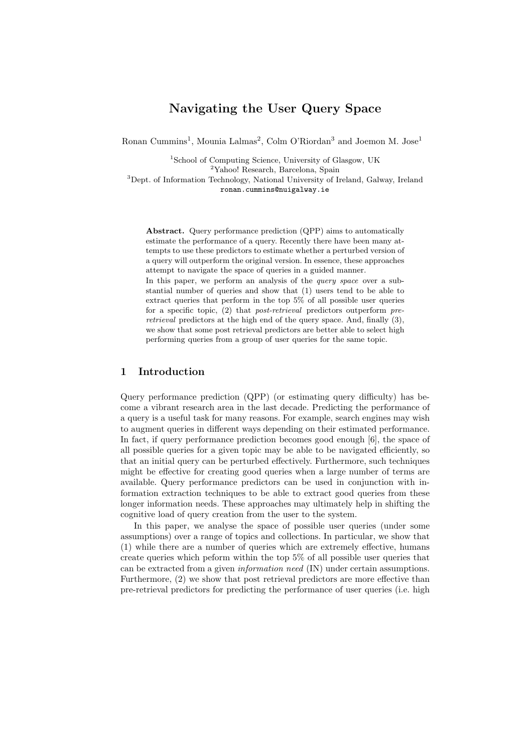# Navigating the User Query Space

Ronan Cummins[1], Mounia Lalmas[2], Colm O'Riordan[3] and Joemon M. Jose[1]

[1]School of Computing Science, University of Glasgow, UK
[2]Yahoo! Research, Barcelona, Spain
[3]Dept. of Information Technology, National University of Ireland, Galway, Ireland
ronan.cummins@nuigalway.ie

**Abstract.** Query performance prediction (QPP) aims to automatically estimate the performance of a query. Recently there have been many attempts to use these predictors to estimate whether a perturbed version of a query will outperform the original version. In essence, these approaches attempt to navigate the space of queries in a guided manner.
In this paper, we perform an analysis of the *query space* over a substantial number of queries and show that (1) users tend to be able to extract queries that perform in the top 5% of all possible user queries for a specific topic, (2) that *post-retrieval* predictors outperform *pre-retrieval* predictors at the high end of the query space. And, finally (3), we show that some post retrieval predictors are better able to select high performing queries from a group of user queries for the same topic.

## 1 Introduction

Query performance prediction (QPP) (or estimating query difficulty) has become a vibrant research area in the last decade. Predicting the performance of a query is a useful task for many reasons. For example, search engines may wish to augment queries in different ways depending on their estimated performance. In fact, if query performance prediction becomes good enough [6], the space of all possible queries for a given topic may be able to be navigated efficiently, so that an initial query can be perturbed effectively. Furthermore, such techniques might be effective for creating good queries when a large number of terms are available. Query performance predictors can be used in conjunction with information extraction techniques to be able to extract good queries from these longer information needs. These approaches may ultimately help in shifting the cognitive load of query creation from the user to the system.

In this paper, we analyse the space of possible user queries (under some assumptions) over a range of topics and collections. In particular, we show that (1) while there are a number of queries which are extremely effective, humans create queries which peform within the top 5% of all possible user queries that can be extracted from a given *information need* (IN) under certain assumptions. Furthermore, (2) we show that post retrieval predictors are more effective than pre-retrieval predictors for predicting the performance of user queries (i.e. high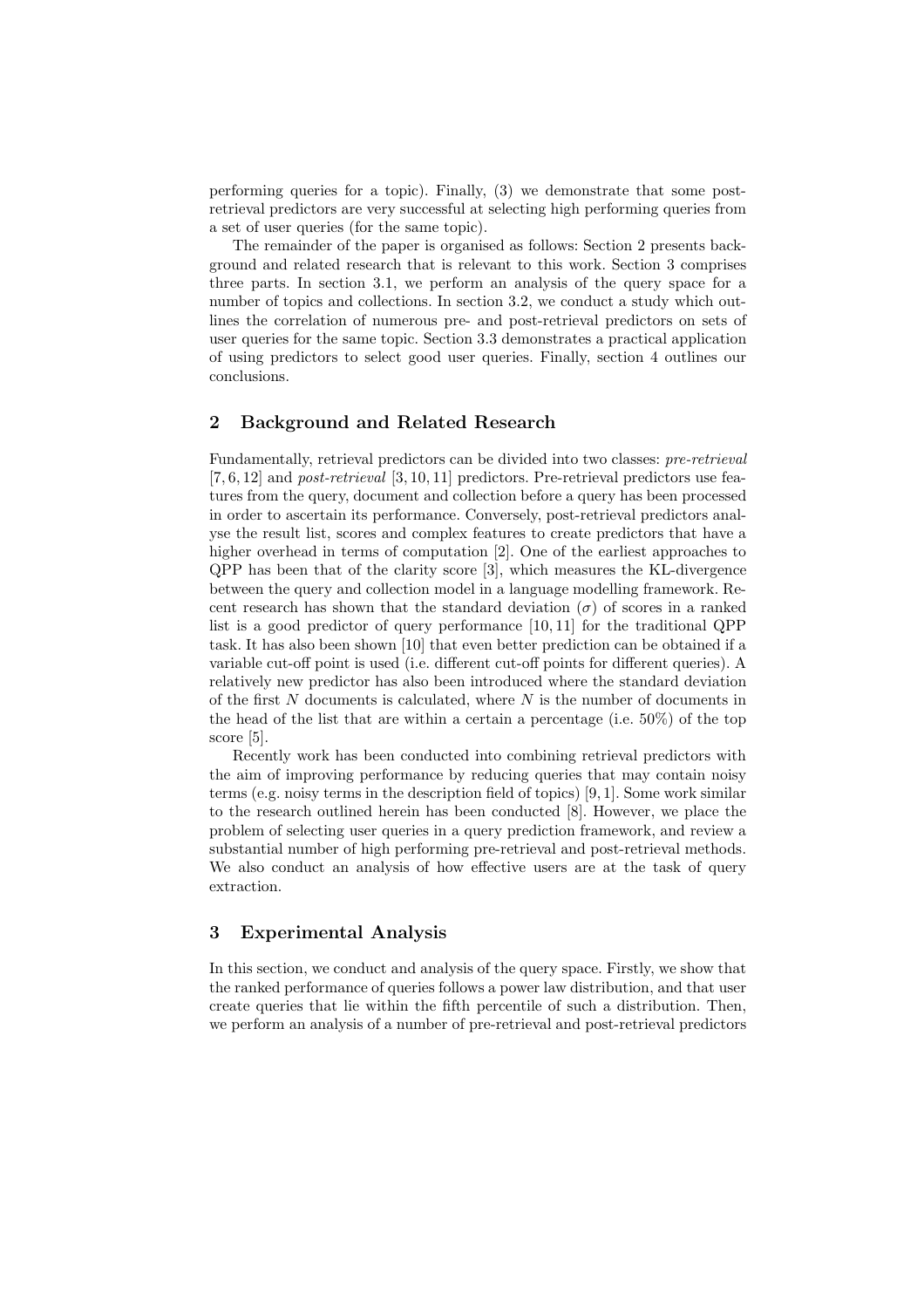performing queries for a topic). Finally, (3) we demonstrate that some post-retrieval predictors are very successful at selecting high performing queries from a set of user queries (for the same topic).

The remainder of the paper is organised as follows: Section 2 presents background and related research that is relevant to this work. Section 3 comprises three parts. In section 3.1, we perform an analysis of the query space for a number of topics and collections. In section 3.2, we conduct a study which outlines the correlation of numerous pre- and post-retrieval predictors on sets of user queries for the same topic. Section 3.3 demonstrates a practical application of using predictors to select good user queries. Finally, section 4 outlines our conclusions.

## 2 Background and Related Research

Fundamentally, retrieval predictors can be divided into two classes: *pre-retrieval* [7, 6, 12] and *post-retrieval* [3, 10, 11] predictors. Pre-retrieval predictors use features from the query, document and collection before a query has been processed in order to ascertain its performance. Conversely, post-retrieval predictors analyse the result list, scores and complex features to create predictors that have a higher overhead in terms of computation [2]. One of the earliest approaches to QPP has been that of the clarity score [3], which measures the KL-divergence between the query and collection model in a language modelling framework. Recent research has shown that the standard deviation ($\sigma$) of scores in a ranked list is a good predictor of query performance [10, 11] for the traditional QPP task. It has also been shown [10] that even better prediction can be obtained if a variable cut-off point is used (i.e. different cut-off points for different queries). A relatively new predictor has also been introduced where the standard deviation of the first $N$ documents is calculated, where $N$ is the number of documents in the head of the list that are within a certain a percentage (i.e. 50%) of the top score [5].

Recently work has been conducted into combining retrieval predictors with the aim of improving performance by reducing queries that may contain noisy terms (e.g. noisy terms in the description field of topics) [9, 1]. Some work similar to the research outlined herein has been conducted [8]. However, we place the problem of selecting user queries in a query prediction framework, and review a substantial number of high performing pre-retrieval and post-retrieval methods. We also conduct an analysis of how effective users are at the task of query extraction.

## 3 Experimental Analysis

In this section, we conduct and analysis of the query space. Firstly, we show that the ranked performance of queries follows a power law distribution, and that user create queries that lie within the fifth percentile of such a distribution. Then, we perform an analysis of a number of pre-retrieval and post-retrieval predictors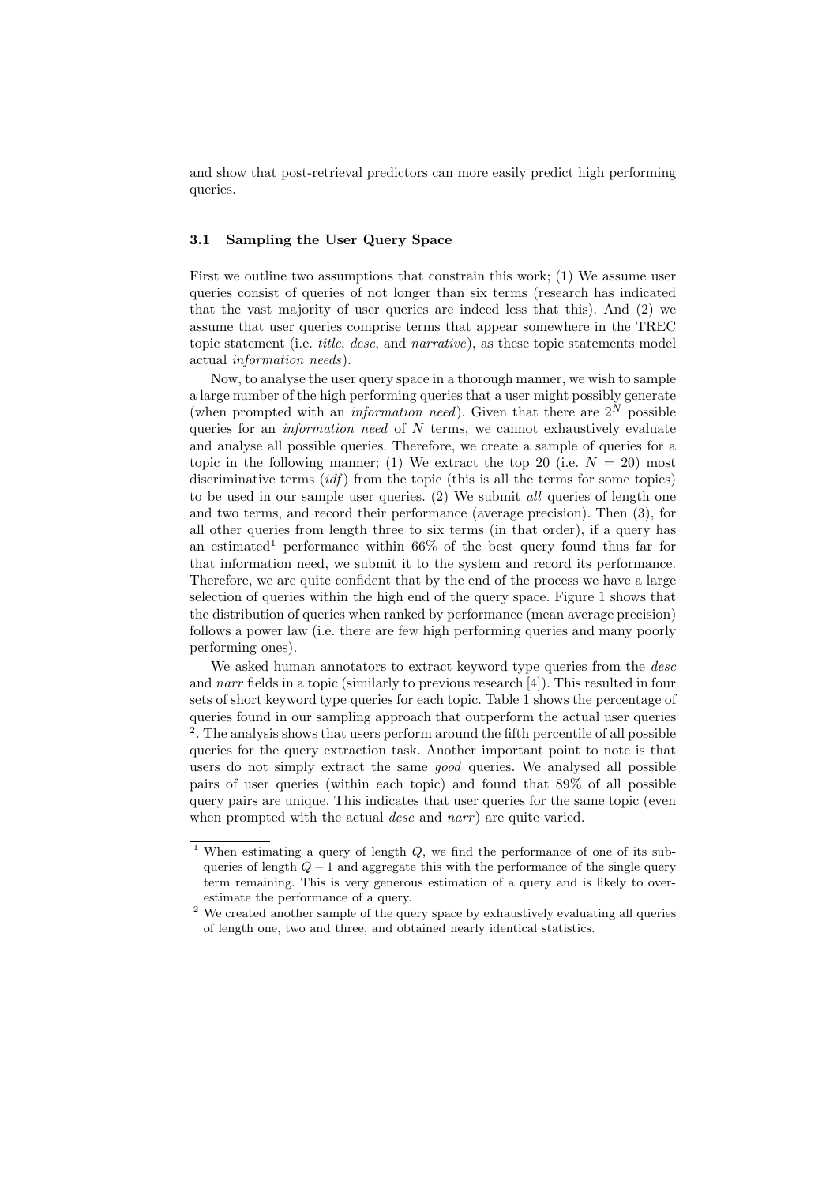and show that post-retrieval predictors can more easily predict high performing queries.

### 3.1 Sampling the User Query Space

First we outline two assumptions that constrain this work; (1) We assume user queries consist of queries of not longer than six terms (research has indicated that the vast majority of user queries are indeed less that this). And (2) we assume that user queries comprise terms that appear somewhere in the TREC topic statement (i.e. *title*, *desc*, and *narrative*), as these topic statements model actual *information needs*).

Now, to analyse the user query space in a thorough manner, we wish to sample a large number of the high performing queries that a user might possibly generate (when prompted with an *information need*). Given that there are $2^N$ possible queries for an *information need* of $N$ terms, we cannot exhaustively evaluate and analyse all possible queries. Therefore, we create a sample of queries for a topic in the following manner; (1) We extract the top 20 (i.e. $N = 20$) most discriminative terms (*idf*) from the topic (this is all the terms for some topics) to be used in our sample user queries. (2) We submit *all* queries of length one and two terms, and record their performance (average precision). Then (3), for all other queries from length three to six terms (in that order), if a query has an estimated[1] performance within 66% of the best query found thus far for that information need, we submit it to the system and record its performance. Therefore, we are quite confident that by the end of the process we have a large selection of queries within the high end of the query space. Figure 1 shows that the distribution of queries when ranked by performance (mean average precision) follows a power law (i.e. there are few high performing queries and many poorly performing ones).

We asked human annotators to extract keyword type queries from the *desc* and *narr* fields in a topic (similarly to previous research [4]). This resulted in four sets of short keyword type queries for each topic. Table 1 shows the percentage of queries found in our sampling approach that outperform the actual user queries [2]. The analysis shows that users perform around the fifth percentile of all possible queries for the query extraction task. Another important point to note is that users do not simply extract the same *good* queries. We analysed all possible pairs of user queries (within each topic) and found that 89% of all possible query pairs are unique. This indicates that user queries for the same topic (even when prompted with the actual *desc* and *narr*) are quite varied.

[1] When estimating a query of length $Q$, we find the performance of one of its sub-queries of length $Q-1$ and aggregate this with the performance of the single query term remaining. This is very generous estimation of a query and is likely to over-estimate the performance of a query.

[2] We created another sample of the query space by exhaustively evaluating all queries of length one, two and three, and obtained nearly identical statistics.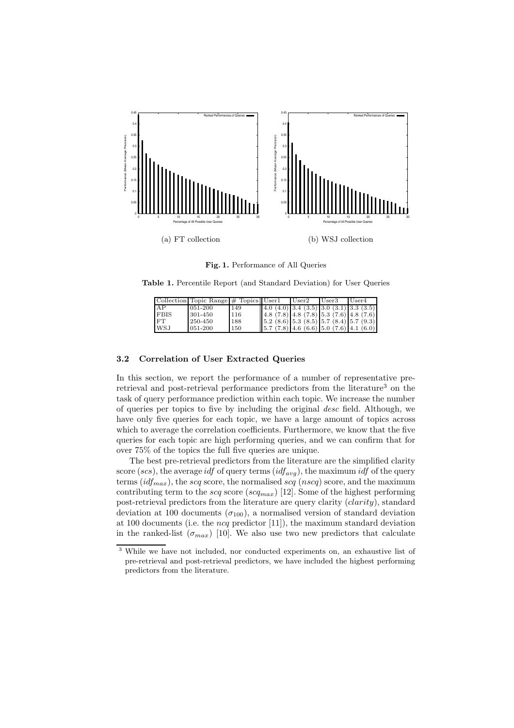0.45
0.4
0.35
0.3
0.25
0.2
0.15
0.1
0.05
0
Performance (Mean Average Precision)
0 5 10 15 20 25 30
Percentage of All Possible User Queries
Ranked Performances of Queries

(a) FT collection

0.45
0.4
0.35
0.3
0.25
0.2
0.15
0.1
0.05
0
Performance (Mean Average Precision)
0 5 10 15 20 25 30
Percentage of All Possible User Queries
Ranked Performances of Queries

(b) WSJ collection

**Fig. 1.** Performance of All Queries

**Table 1.** Percentile Report (and Standard Deviation) for User Queries

| Collection | Topic Range | # Topics | User1 | User2 | User3 | User4 |
|---|---|---|---|---|---|---|
| AP | 051-200 | 149 | 4.0 (4.0) | 3.4 (3.5) | 3.0 (3.1) | 3.3 (3.5) |
| FBIS | 301-450 | 116 | 4.8 (7.8) | 4.8 (7.8) | 5.3 (7.6) | 4.8 (7.6) |
| FT | 250-450 | 188 | 5.2 (8.6) | 5.3 (8.5) | 5.7 (8.4) | 5.7 (9.3) |
| WSJ | 051-200 | 150 | 5.7 (7.8) | 4.6 (6.6) | 5.0 (7.6) | 4.1 (6.0) |

### 3.2 Correlation of User Extracted Queries

In this section, we report the performance of a number of representative pre-retrieval and post-retrieval performance predictors from the literature[3] on the task of query performance prediction within each topic. We increase the number of queries per topics to five by including the original *desc* field. Although, we have only five queries for each topic, we have a large amount of topics across which to average the correlation coefficients. Furthermore, we know that the five queries for each topic are high performing queries, and we can confirm that for over 75% of the topics the full five queries are unique.

The best pre-retrieval predictors from the literature are the simplified clarity score (*scs*), the average *idf* of query terms ($idf_{avg}$), the maximum *idf* of the query terms ($idf_{max}$), the *scq* score, the normalised *scq* (*nscq*) score, and the maximum contributing term to the *scq* score ($scq_{max}$) [12]. Some of the highest performing post-retrieval predictors from the literature are query clarity (*clarity*), standard deviation at 100 documents ($\sigma_{100}$), a normalised version of standard deviation at 100 documents (i.e. the *ncq* predictor [11]), the maximum standard deviation in the ranked-list ($\sigma_{max}$) [10]. We also use two new predictors that calculate

[3] While we have not included, nor conducted experiments on, an exhaustive list of pre-retrieval and post-retrieval predictors, we have included the highest performing predictors from the literature.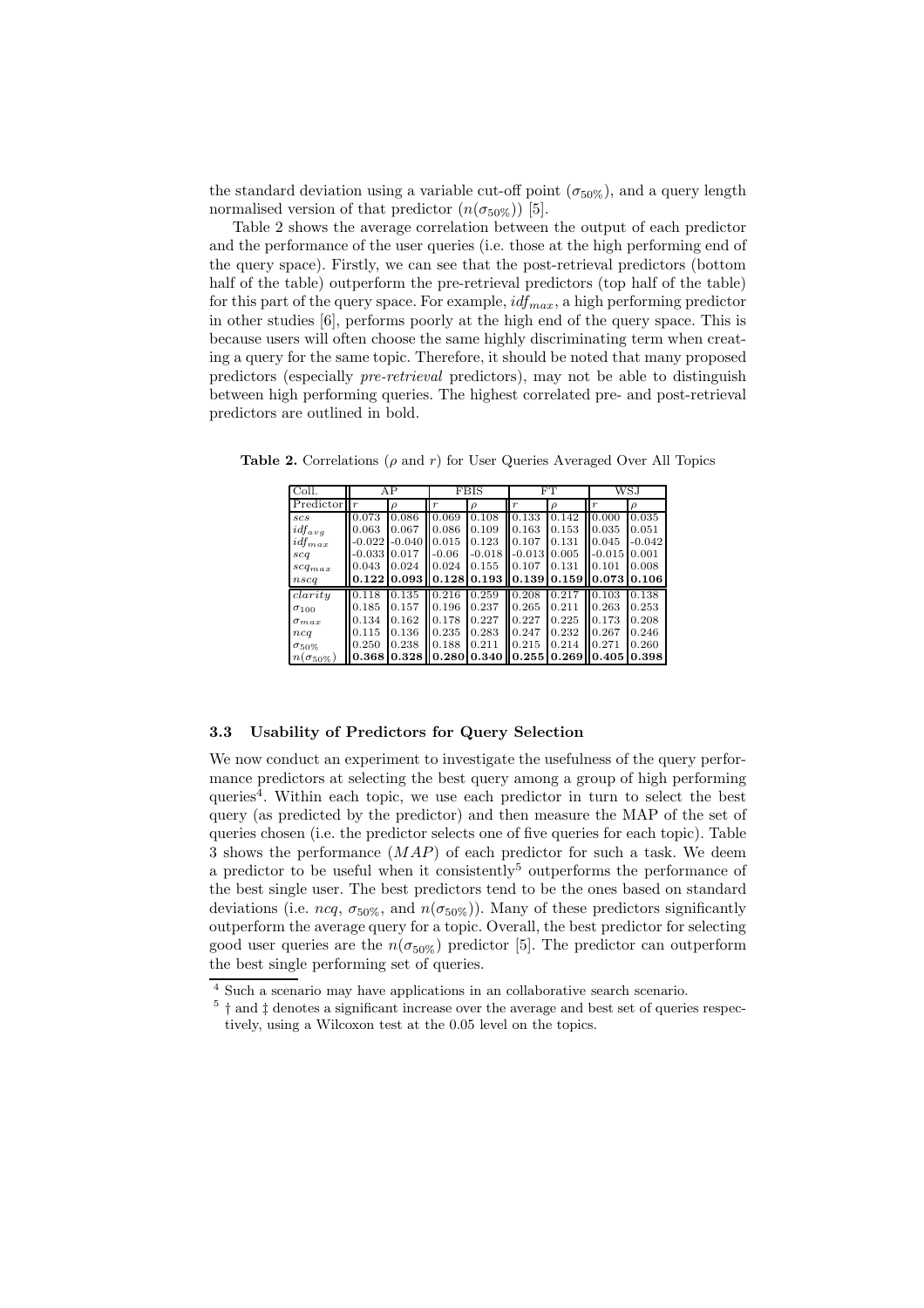the standard deviation using a variable cut-off point ($\sigma_{50\%}$), and a query length normalised version of that predictor ($n(\sigma_{50\%})$) [5].

Table 2 shows the average correlation between the output of each predictor and the performance of the user queries (i.e. those at the high performing end of the query space). Firstly, we can see that the post-retrieval predictors (bottom half of the table) outperform the pre-retrieval predictors (top half of the table) for this part of the query space. For example, $idf_{max}$, a high performing predictor in other studies [6], performs poorly at the high end of the query space. This is because users will often choose the same highly discriminating term when creating a query for the same topic. Therefore, it should be noted that many proposed predictors (especially *pre-retrieval* predictors), may not be able to distinguish between high performing queries. The highest correlated pre- and post-retrieval predictors are outlined in bold.

**Table 2.** Correlations ($\rho$ and $r$) for User Queries Averaged Over All Topics

| Coll. | AP | | FBIS | | FT | | WSJ | |
|---|---|---|---|---|---|---|---|---|
| Predictor | $r$ | $\rho$ | $r$ | $\rho$ | $r$ | $\rho$ | $r$ | $\rho$ |
| $scs$ | 0.073 | 0.086 | 0.069 | 0.108 | 0.133 | 0.142 | 0.000 | 0.035 |
| $idf_{avg}$ | 0.063 | 0.067 | 0.086 | 0.109 | 0.163 | 0.153 | 0.035 | 0.051 |
| $idf_{max}$ | -0.022 | -0.040 | 0.015 | 0.123 | 0.107 | 0.131 | 0.045 | -0.042 |
| $scq$ | -0.033 | 0.017 | -0.06 | -0.018 | -0.013 | 0.005 | -0.015 | 0.001 |
| $scq_{max}$ | 0.043 | 0.024 | 0.024 | 0.155 | 0.107 | 0.131 | 0.101 | 0.008 |
| $nscq$ | **0.122** | **0.093** | **0.128** | **0.193** | **0.139** | **0.159** | **0.073** | **0.106** |
| $clarity$ | 0.118 | 0.135 | 0.216 | 0.259 | 0.208 | 0.217 | 0.103 | 0.138 |
| $\sigma_{100}$ | 0.185 | 0.157 | 0.196 | 0.237 | 0.265 | 0.211 | 0.263 | 0.253 |
| $\sigma_{max}$ | 0.134 | 0.162 | 0.178 | 0.227 | 0.227 | 0.225 | 0.173 | 0.208 |
| $ncq$ | 0.115 | 0.136 | 0.235 | 0.283 | 0.247 | 0.232 | 0.267 | 0.246 |
| $\sigma_{50\%}$ | 0.250 | 0.238 | 0.188 | 0.211 | 0.215 | 0.214 | 0.271 | 0.260 |
| $n(\sigma_{50\%})$ | **0.368** | **0.328** | **0.280** | **0.340** | **0.255** | **0.269** | **0.405** | **0.398** |

### 3.3 Usability of Predictors for Query Selection

We now conduct an experiment to investigate the usefulness of the query performance predictors at selecting the best query among a group of high performing queries[4]. Within each topic, we use each predictor in turn to select the best query (as predicted by the predictor) and then measure the MAP of the set of queries chosen (i.e. the predictor selects one of five queries for each topic). Table 3 shows the performance ($MAP$) of each predictor for such a task. We deem a predictor to be useful when it consistently[5] outperforms the performance of the best single user. The best predictors tend to be the ones based on standard deviations (i.e. $ncq$, $\sigma_{50\%}$, and $n(\sigma_{50\%})$). Many of these predictors significantly outperform the average query for a topic. Overall, the best predictor for selecting good user queries are the $n(\sigma_{50\%})$ predictor [5]. The predictor can outperform the best single performing set of queries.

[4] Such a scenario may have applications in an collaborative search scenario.

[5] † and ‡ denotes a significant increase over the average and best set of queries respectively, using a Wilcoxon test at the 0.05 level on the topics.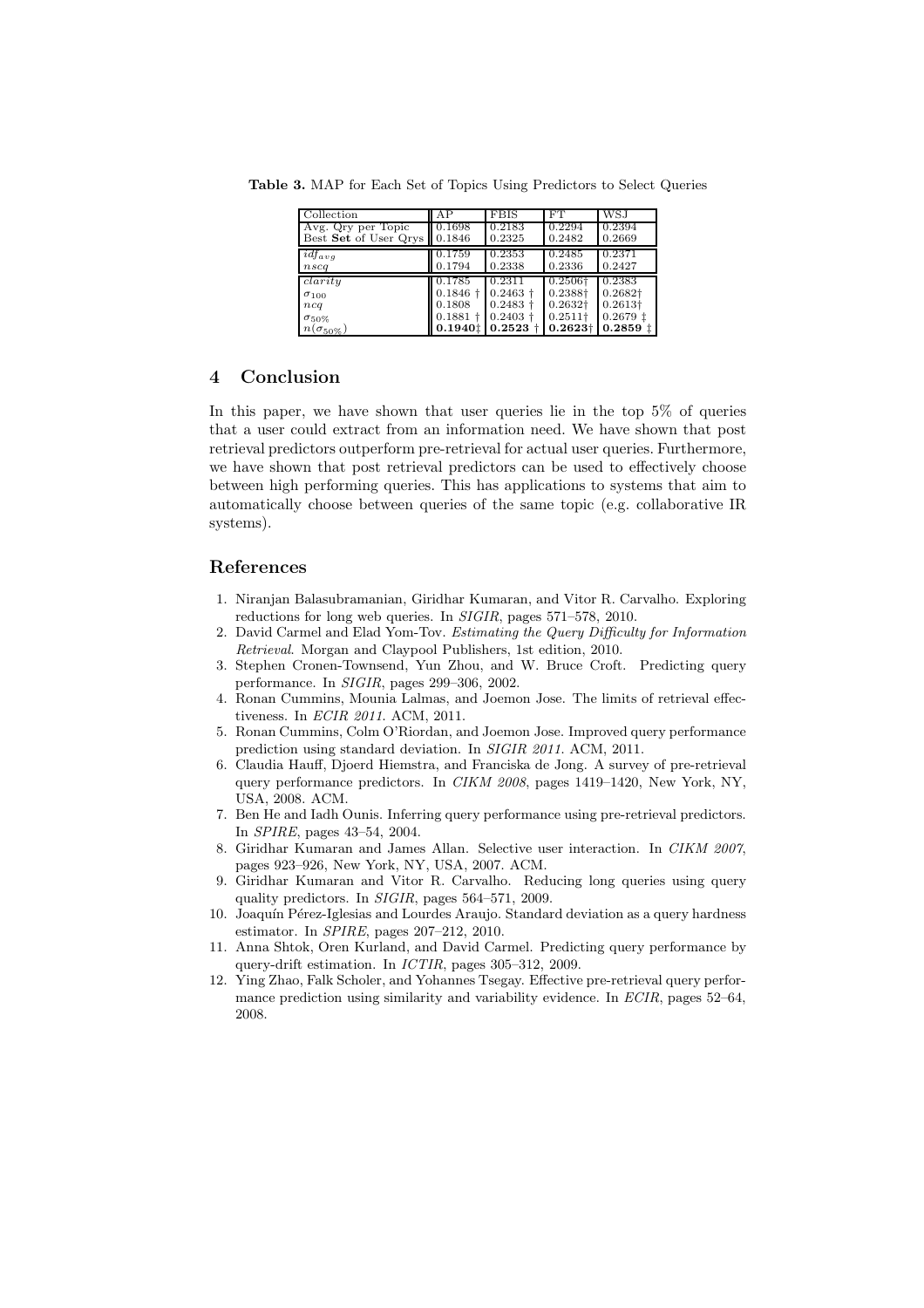**Table 3.** MAP for Each Set of Topics Using Predictors to Select Queries

| Collection | AP | FBIS | FT | WSJ |
|---|---|---|---|---|
| Avg. Qry per Topic | 0.1698 | 0.2183 | 0.2294 | 0.2394 |
| Best **Set** of User Qrys | 0.1846 | 0.2325 | 0.2482 | 0.2669 |
| $idf_{avg}$ | 0.1759 | 0.2353 | 0.2485 | 0.2371 |
| $nscq$ | 0.1794 | 0.2338 | 0.2336 | 0.2427 |
| $clarity$ | 0.1785 | 0.2311 | 0.2506† | 0.2383 |
| $\sigma_{100}$ | 0.1846 † | 0.2463 † | 0.2388† | 0.2682† |
| $ncq$ | 0.1808 | 0.2483 † | 0.2632† | 0.2613† |
| $\sigma_{50\%}$ | 0.1881 † | 0.2403 † | 0.2511† | 0.2679 ‡ |
| $n(\sigma_{50\%})$ | **0.1940**‡ | **0.2523** † | **0.2623**† | **0.2859** ‡ |

## 4 Conclusion

In this paper, we have shown that user queries lie in the top 5% of queries that a user could extract from an information need. We have shown that post retrieval predictors outperform pre-retrieval for actual user queries. Furthermore, we have shown that post retrieval predictors can be used to effectively choose between high performing queries. This has applications to systems that aim to automatically choose between queries of the same topic (e.g. collaborative IR systems).

## References

1. Niranjan Balasubramanian, Giridhar Kumaran, and Vitor R. Carvalho. Exploring reductions for long web queries. In *SIGIR*, pages 571–578, 2010.
2. David Carmel and Elad Yom-Tov. *Estimating the Query Difficulty for Information Retrieval*. Morgan and Claypool Publishers, 1st edition, 2010.
3. Stephen Cronen-Townsend, Yun Zhou, and W. Bruce Croft. Predicting query performance. In *SIGIR*, pages 299–306, 2002.
4. Ronan Cummins, Mounia Lalmas, and Joemon Jose. The limits of retrieval effectiveness. In *ECIR 2011*. ACM, 2011.
5. Ronan Cummins, Colm O'Riordan, and Joemon Jose. Improved query performance prediction using standard deviation. In *SIGIR 2011*. ACM, 2011.
6. Claudia Hauff, Djoerd Hiemstra, and Franciska de Jong. A survey of pre-retrieval query performance predictors. In *CIKM 2008*, pages 1419–1420, New York, NY, USA, 2008. ACM.
7. Ben He and Iadh Ounis. Inferring query performance using pre-retrieval predictors. In *SPIRE*, pages 43–54, 2004.
8. Giridhar Kumaran and James Allan. Selective user interaction. In *CIKM 2007*, pages 923–926, New York, NY, USA, 2007. ACM.
9. Giridhar Kumaran and Vitor R. Carvalho. Reducing long queries using query quality predictors. In *SIGIR*, pages 564–571, 2009.
10. Joaquín Pérez-Iglesias and Lourdes Araujo. Standard deviation as a query hardness estimator. In *SPIRE*, pages 207–212, 2010.
11. Anna Shtok, Oren Kurland, and David Carmel. Predicting query performance by query-drift estimation. In *ICTIR*, pages 305–312, 2009.
12. Ying Zhao, Falk Scholer, and Yohannes Tsegay. Effective pre-retrieval query performance prediction using similarity and variability evidence. In *ECIR*, pages 52–64, 2008.